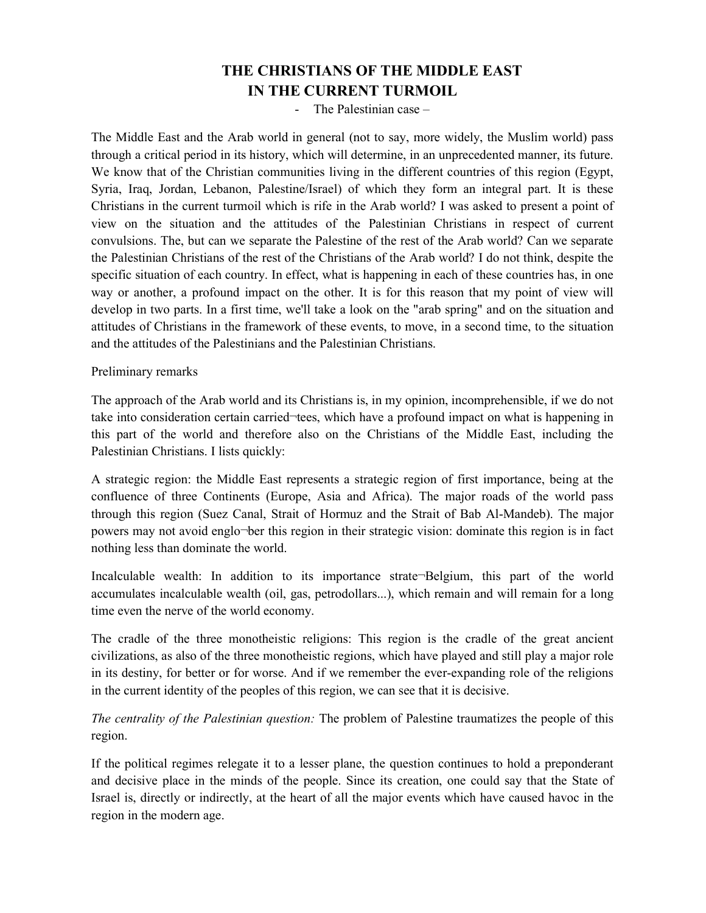# THE CHRISTIANS OF THE MIDDLE EAST IN THE CURRENT TURMOIL

- The Palestinian case –

The Middle East and the Arab world in general (not to say, more widely, the Muslim world) pass through a critical period in its history, which will determine, in an unprecedented manner, its future. We know that of the Christian communities living in the different countries of this region (Egypt, Syria, Iraq, Jordan, Lebanon, Palestine/Israel) of which they form an integral part. It is these Christians in the current turmoil which is rife in the Arab world? I was asked to present a point of view on the situation and the attitudes of the Palestinian Christians in respect of current convulsions. The, but can we separate the Palestine of the rest of the Arab world? Can we separate the Palestinian Christians of the rest of the Christians of the Arab world? I do not think, despite the specific situation of each country. In effect, what is happening in each of these countries has, in one way or another, a profound impact on the other. It is for this reason that my point of view will develop in two parts. In a first time, we'll take a look on the "arab spring" and on the situation and attitudes of Christians in the framework of these events, to move, in a second time, to the situation and the attitudes of the Palestinians and the Palestinian Christians.

Preliminary remarks

The approach of the Arab world and its Christians is, in my opinion, incomprehensible, if we do not take into consideration certain carried¬tees, which have a profound impact on what is happening in this part of the world and therefore also on the Christians of the Middle East, including the Palestinian Christians. I lists quickly:

A strategic region: the Middle East represents a strategic region of first importance, being at the confluence of three Continents (Europe, Asia and Africa). The major roads of the world pass through this region (Suez Canal, Strait of Hormuz and the Strait of Bab Al-Mandeb). The major powers may not avoid englo¬ber this region in their strategic vision: dominate this region is in fact nothing less than dominate the world.

Incalculable wealth: In addition to its importance strate¬Belgium, this part of the world accumulates incalculable wealth (oil, gas, petrodollars...), which remain and will remain for a long time even the nerve of the world economy.

The cradle of the three monotheistic religions: This region is the cradle of the great ancient civilizations, as also of the three monotheistic regions, which have played and still play a major role in its destiny, for better or for worse. And if we remember the ever-expanding role of the religions in the current identity of the peoples of this region, we can see that it is decisive.

*The centrality of the Palestinian question:* The problem of Palestine traumatizes the people of this region.

If the political regimes relegate it to a lesser plane, the question continues to hold a preponderant and decisive place in the minds of the people. Since its creation, one could say that the State of Israel is, directly or indirectly, at the heart of all the major events which have caused havoc in the region in the modern age.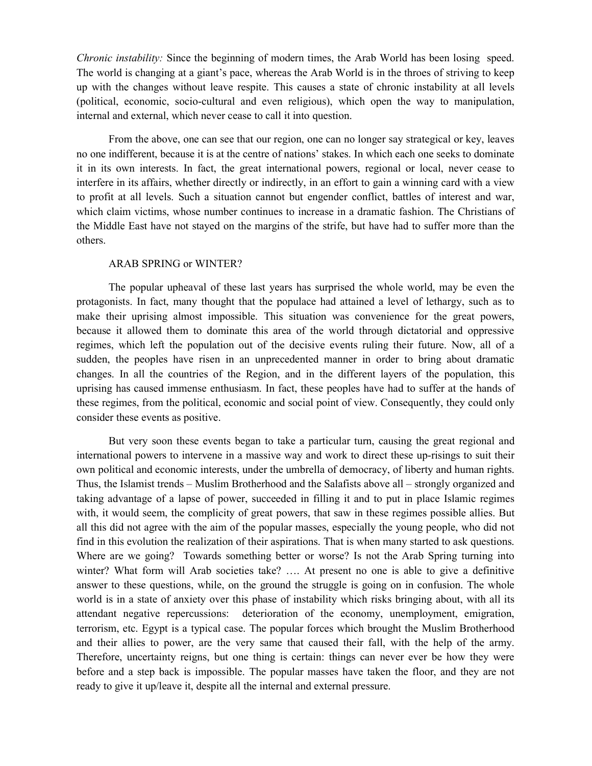*Chronic instability:* Since the beginning of modern times, the Arab World has been losing speed. The world is changing at a giant's pace, whereas the Arab World is in the throes of striving to keep up with the changes without leave respite. This causes a state of chronic instability at all levels (political, economic, socio-cultural and even religious), which open the way to manipulation, internal and external, which never cease to call it into question.

From the above, one can see that our region, one can no longer say strategical or key, leaves no one indifferent, because it is at the centre of nations' stakes. In which each one seeks to dominate it in its own interests. In fact, the great international powers, regional or local, never cease to interfere in its affairs, whether directly or indirectly, in an effort to gain a winning card with a view to profit at all levels. Such a situation cannot but engender conflict, battles of interest and war, which claim victims, whose number continues to increase in a dramatic fashion. The Christians of the Middle East have not stayed on the margins of the strife, but have had to suffer more than the others.

ARAB SPRING or WINTER?

The popular upheaval of these last years has surprised the whole world, may be even the protagonists. In fact, many thought that the populace had attained a level of lethargy, such as to make their uprising almost impossible. This situation was convenience for the great powers, because it allowed them to dominate this area of the world through dictatorial and oppressive regimes, which left the population out of the decisive events ruling their future. Now, all of a sudden, the peoples have risen in an unprecedented manner in order to bring about dramatic changes. In all the countries of the Region, and in the different layers of the population, this uprising has caused immense enthusiasm. In fact, these peoples have had to suffer at the hands of these regimes, from the political, economic and social point of view. Consequently, they could only consider these events as positive.

But very soon these events began to take a particular turn, causing the great regional and international powers to intervene in a massive way and work to direct these up-risings to suit their own political and economic interests, under the umbrella of democracy, of liberty and human rights. Thus, the Islamist trends – Muslim Brotherhood and the Salafists above all – strongly organized and taking advantage of a lapse of power, succeeded in filling it and to put in place Islamic regimes with, it would seem, the complicity of great powers, that saw in these regimes possible allies. But all this did not agree with the aim of the popular masses, especially the young people, who did not find in this evolution the realization of their aspirations. That is when many started to ask questions. Where are we going? Towards something better or worse? Is not the Arab Spring turning into winter? What form will Arab societies take? …. At present no one is able to give a definitive answer to these questions, while, on the ground the struggle is going on in confusion. The whole world is in a state of anxiety over this phase of instability which risks bringing about, with all its attendant negative repercussions: deterioration of the economy, unemployment, emigration, terrorism, etc. Egypt is a typical case. The popular forces which brought the Muslim Brotherhood and their allies to power, are the very same that caused their fall, with the help of the army. Therefore, uncertainty reigns, but one thing is certain: things can never ever be how they were before and a step back is impossible. The popular masses have taken the floor, and they are not ready to give it up/leave it, despite all the internal and external pressure.